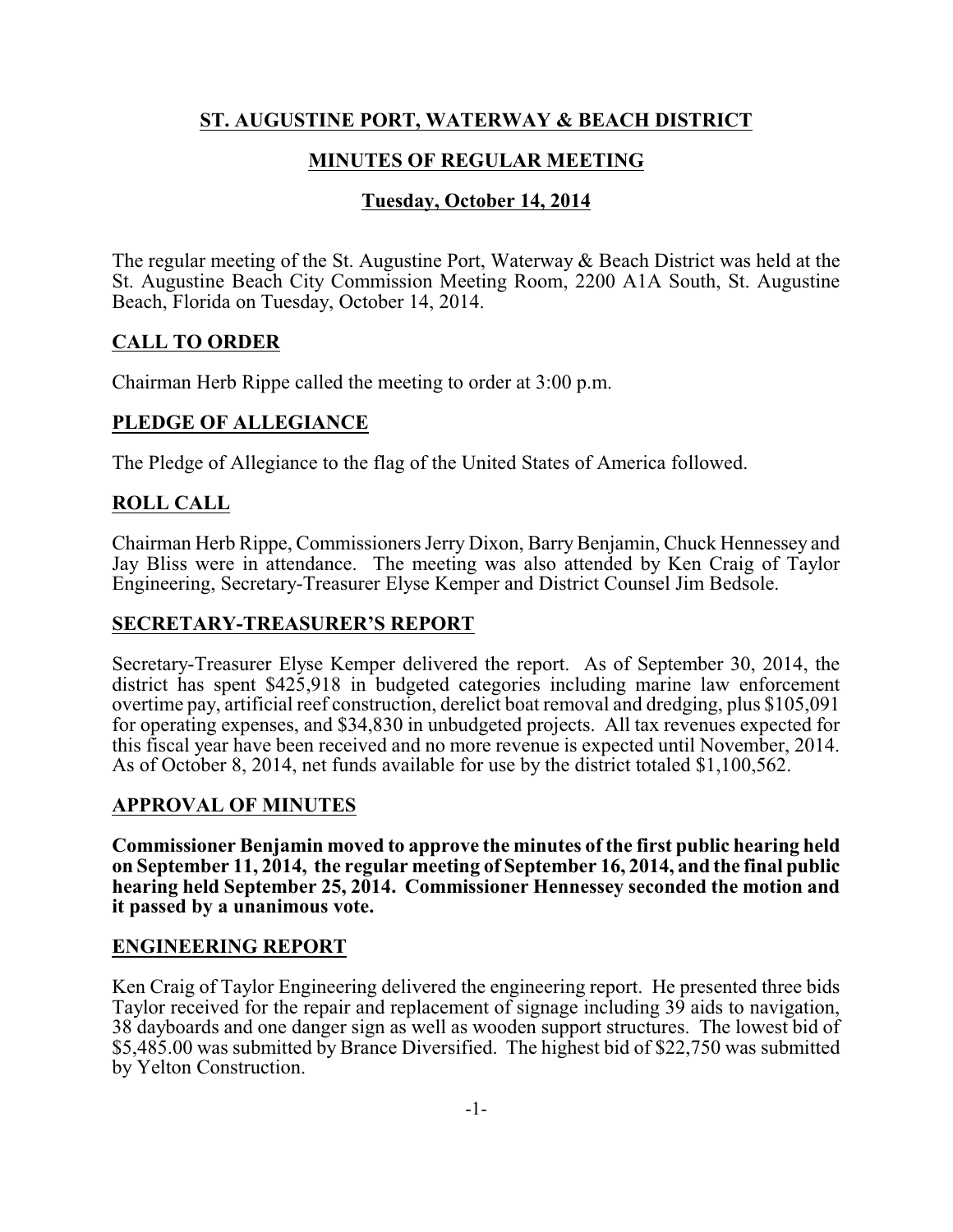# ST. AUGUSTINE PORT, WATERWAY & BEACH DISTRICT

## MINUTES OF REGULAR MEETING

### Tuesday, October 14, 2014

The regular meeting of the St. Augustine Port, Waterway & Beach District was held at the St. Augustine Beach City Commission Meeting Room, 2200 A1A South, St. Augustine Beach, Florida on Tuesday, October 14, 2014.

## CALL TO ORDER

Chairman Herb Rippe called the meeting to order at 3:00 p.m.

## PLEDGE OF ALLEGIANCE

The Pledge of Allegiance to the flag of the United States of America followed.

## ROLL CALL

Chairman Herb Rippe, Commissioners Jerry Dixon, Barry Benjamin, Chuck Hennessey and Jay Bliss were in attendance. The meeting was also attended by Ken Craig of Taylor Engineering, Secretary-Treasurer Elyse Kemper and District Counsel Jim Bedsole.

## SECRETARY-TREASURER'S REPORT

Secretary-Treasurer Elyse Kemper delivered the report. As of September 30, 2014, the district has spent $425,918 in budgeted categories including marine law enforcement overtime pay, artificial reef construction, derelict boat removal and dredging, plus $105,091 for operating expenses, and $34,830 in unbudgeted projects. All tax revenues expected for this fiscal year have been received and no more revenue is expected until November, 2014. As of October 8, 2014, net funds available for use by the district totaled $1,100,562.

## APPROVAL OF MINUTES

**Commissioner Benjamin moved to approve the minutes of the first public hearing held on September 11, 2014, the regular meeting of September 16, 2014, and the final public hearing held September 25, 2014. Commissioner Hennessey seconded the motion and it passed by a unanimous vote.**

## ENGINEERING REPORT

Ken Craig of Taylor Engineering delivered the engineering report. He presented three bids Taylor received for the repair and replacement of signage including 39 aids to navigation, 38 dayboards and one danger sign as well as wooden support structures. The lowest bid of $5,485.00 was submitted by Brance Diversified. The highest bid of $22,750 was submitted by Yelton Construction.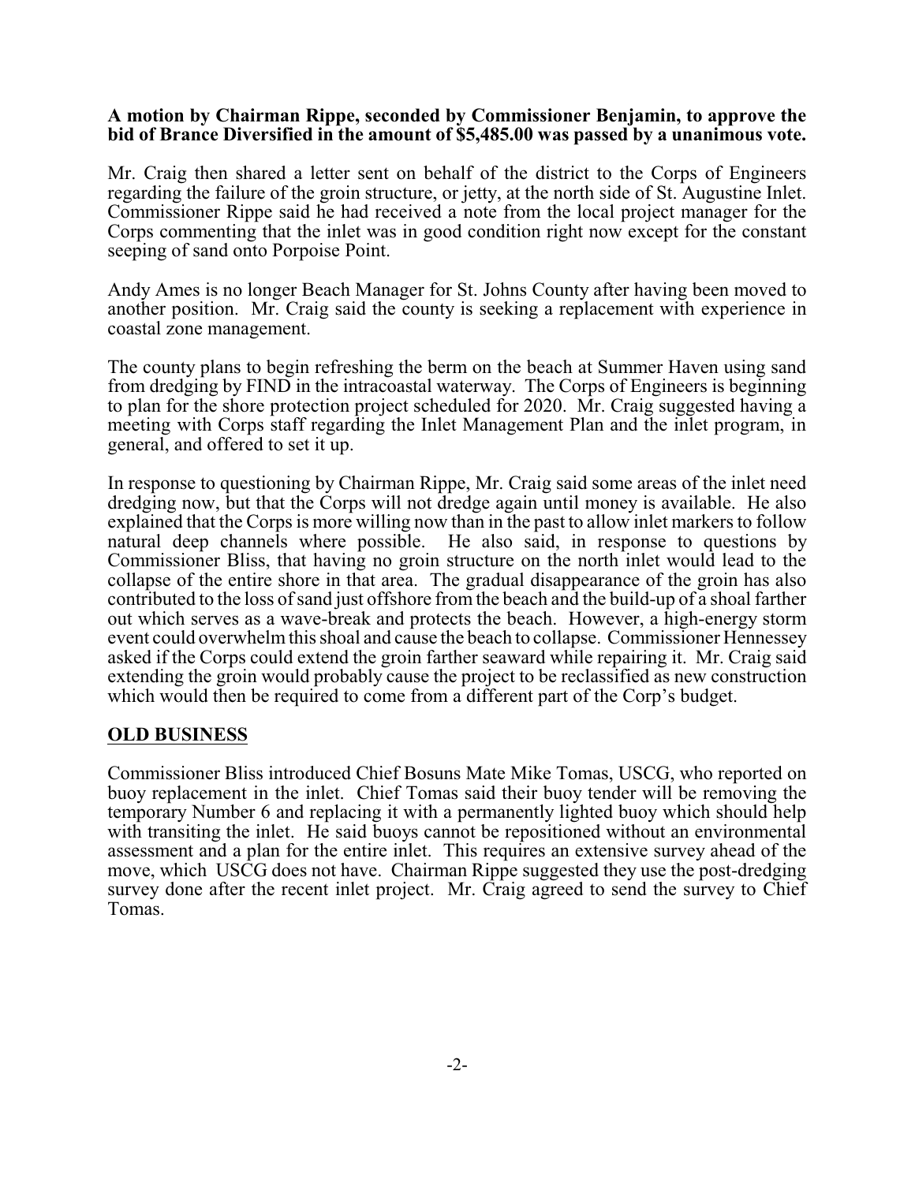**A motion by Chairman Rippe, seconded by Commissioner Benjamin, to approve the bid of Brance Diversified in the amount of $5,485.00 was passed by a unanimous vote.**

Mr. Craig then shared a letter sent on behalf of the district to the Corps of Engineers regarding the failure of the groin structure, or jetty, at the north side of St. Augustine Inlet. Commissioner Rippe said he had received a note from the local project manager for the Corps commenting that the inlet was in good condition right now except for the constant seeping of sand onto Porpoise Point.

Andy Ames is no longer Beach Manager for St. Johns County after having been moved to another position. Mr. Craig said the county is seeking a replacement with experience in coastal zone management.

The county plans to begin refreshing the berm on the beach at Summer Haven using sand from dredging by FIND in the intracoastal waterway. The Corps of Engineers is beginning to plan for the shore protection project scheduled for 2020. Mr. Craig suggested having a meeting with Corps staff regarding the Inlet Management Plan and the inlet program, in general, and offered to set it up.

In response to questioning by Chairman Rippe, Mr. Craig said some areas of the inlet need dredging now, but that the Corps will not dredge again until money is available. He also explained that the Corps is more willing now than in the past to allow inlet markers to follow natural deep channels where possible. He also said, in response to questions by Commissioner Bliss, that having no groin structure on the north inlet would lead to the collapse of the entire shore in that area. The gradual disappearance of the groin has also contributed to the loss of sand just offshore from the beach and the build-up of a shoal farther out which serves as a wave-break and protects the beach. However, a high-energy storm event could overwhelm this shoal and cause the beach to collapse. Commissioner Hennessey asked if the Corps could extend the groin farther seaward while repairing it. Mr. Craig said extending the groin would probably cause the project to be reclassified as new construction which would then be required to come from a different part of the Corp's budget.

## OLD BUSINESS

Commissioner Bliss introduced Chief Bosuns Mate Mike Tomas, USCG, who reported on buoy replacement in the inlet. Chief Tomas said their buoy tender will be removing the temporary Number 6 and replacing it with a permanently lighted buoy which should help with transiting the inlet. He said buoys cannot be repositioned without an environmental assessment and a plan for the entire inlet. This requires an extensive survey ahead of the move, which USCG does not have. Chairman Rippe suggested they use the post-dredging survey done after the recent inlet project. Mr. Craig agreed to send the survey to Chief Tomas.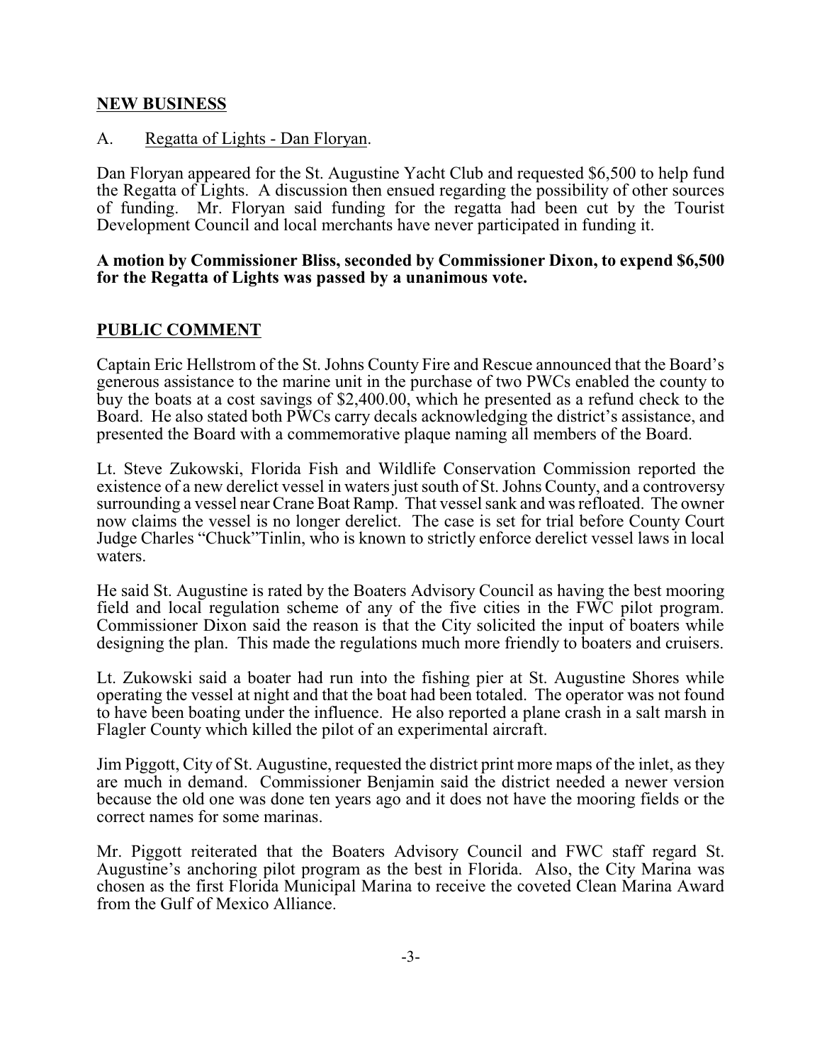## NEW BUSINESS

A. Regatta of Lights - Dan Floryan.

Dan Floryan appeared for the St. Augustine Yacht Club and requested $6,500 to help fund the Regatta of Lights. A discussion then ensued regarding the possibility of other sources of funding. Mr. Floryan said funding for the regatta had been cut by the Tourist Development Council and local merchants have never participated in funding it.

**A motion by Commissioner Bliss, seconded by Commissioner Dixon, to expend $6,500 for the Regatta of Lights was passed by a unanimous vote.**

## PUBLIC COMMENT

Captain Eric Hellstrom of the St. Johns County Fire and Rescue announced that the Board's generous assistance to the marine unit in the purchase of two PWCs enabled the county to buy the boats at a cost savings of $2,400.00, which he presented as a refund check to the Board. He also stated both PWCs carry decals acknowledging the district's assistance, and presented the Board with a commemorative plaque naming all members of the Board.

Lt. Steve Zukowski, Florida Fish and Wildlife Conservation Commission reported the existence of a new derelict vessel in waters just south of St. Johns County, and a controversy surrounding a vessel near Crane Boat Ramp. That vessel sank and was refloated. The owner now claims the vessel is no longer derelict. The case is set for trial before County Court Judge Charles "Chuck"Tinlin, who is known to strictly enforce derelict vessel laws in local waters.

He said St. Augustine is rated by the Boaters Advisory Council as having the best mooring field and local regulation scheme of any of the five cities in the FWC pilot program. Commissioner Dixon said the reason is that the City solicited the input of boaters while designing the plan. This made the regulations much more friendly to boaters and cruisers.

Lt. Zukowski said a boater had run into the fishing pier at St. Augustine Shores while operating the vessel at night and that the boat had been totaled. The operator was not found to have been boating under the influence. He also reported a plane crash in a salt marsh in Flagler County which killed the pilot of an experimental aircraft.

Jim Piggott, City of St. Augustine, requested the district print more maps of the inlet, as they are much in demand. Commissioner Benjamin said the district needed a newer version because the old one was done ten years ago and it does not have the mooring fields or the correct names for some marinas.

Mr. Piggott reiterated that the Boaters Advisory Council and FWC staff regard St. Augustine's anchoring pilot program as the best in Florida. Also, the City Marina was chosen as the first Florida Municipal Marina to receive the coveted Clean Marina Award from the Gulf of Mexico Alliance.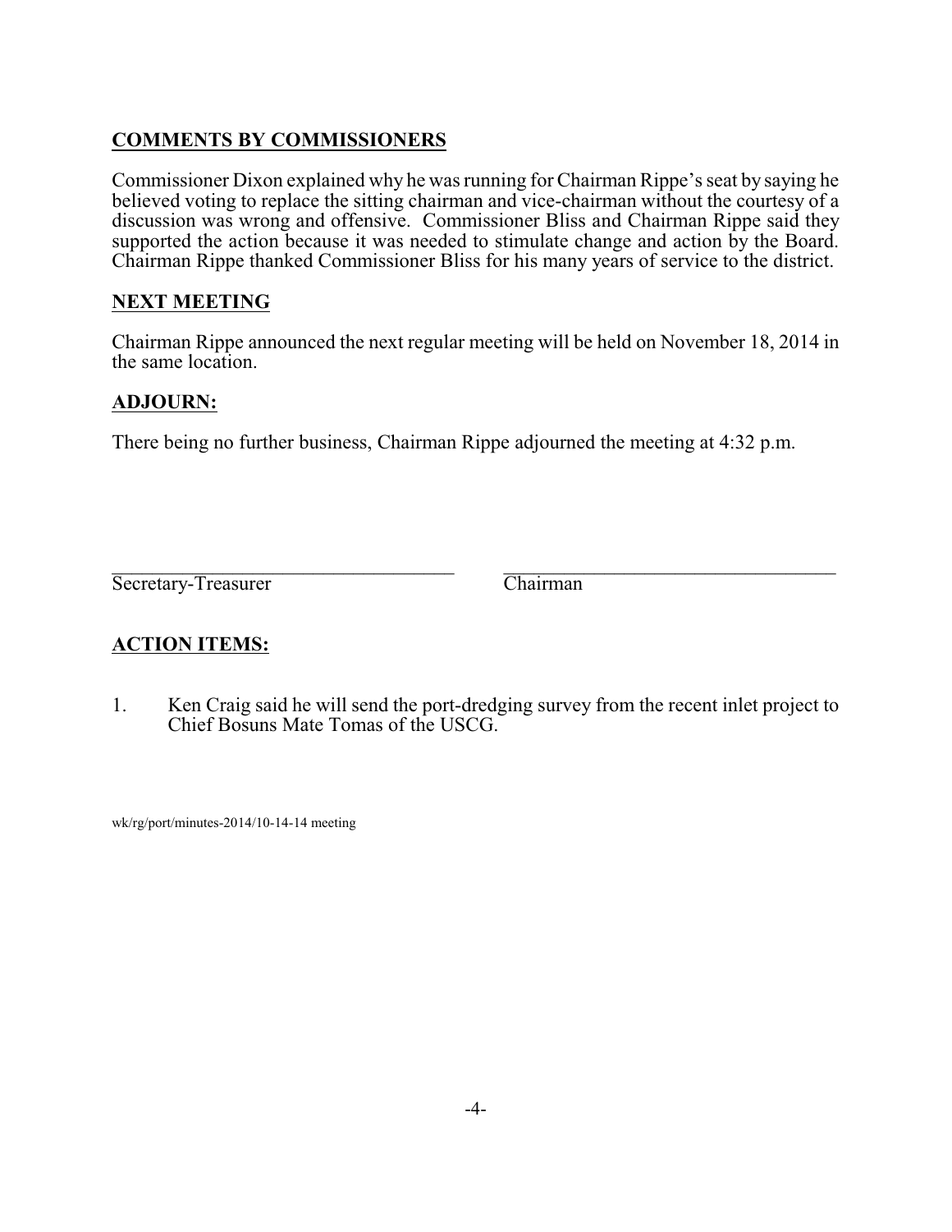## COMMENTS BY COMMISSIONERS

Commissioner Dixon explained why he was running for Chairman Rippe's seat by saying he believed voting to replace the sitting chairman and vice-chairman without the courtesy of a discussion was wrong and offensive. Commissioner Bliss and Chairman Rippe said they supported the action because it was needed to stimulate change and action by the Board. Chairman Rippe thanked Commissioner Bliss for his many years of service to the district.

## NEXT MEETING

Chairman Rippe announced the next regular meeting will be held on November 18, 2014 in the same location.

## ADJOURN:

There being no further business, Chairman Rippe adjourned the meeting at 4:32 p.m.

\_\_\_\_\_\_\_\_\_\_\_\_\_\_\_\_\_\_\_\_\_\_\_\_\_\_\_\_\_\_\_\_\_\_\_\_
Secretary-Treasurer

\_\_\_\_\_\_\_\_\_\_\_\_\_\_\_\_\_\_\_\_\_\_\_\_\_\_\_\_\_\_\_\_\_\_\_\_
Chairman

## ACTION ITEMS:

1. Ken Craig said he will send the port-dredging survey from the recent inlet project to Chief Bosuns Mate Tomas of the USCG.

wk/rg/port/minutes-2014/10-14-14 meeting